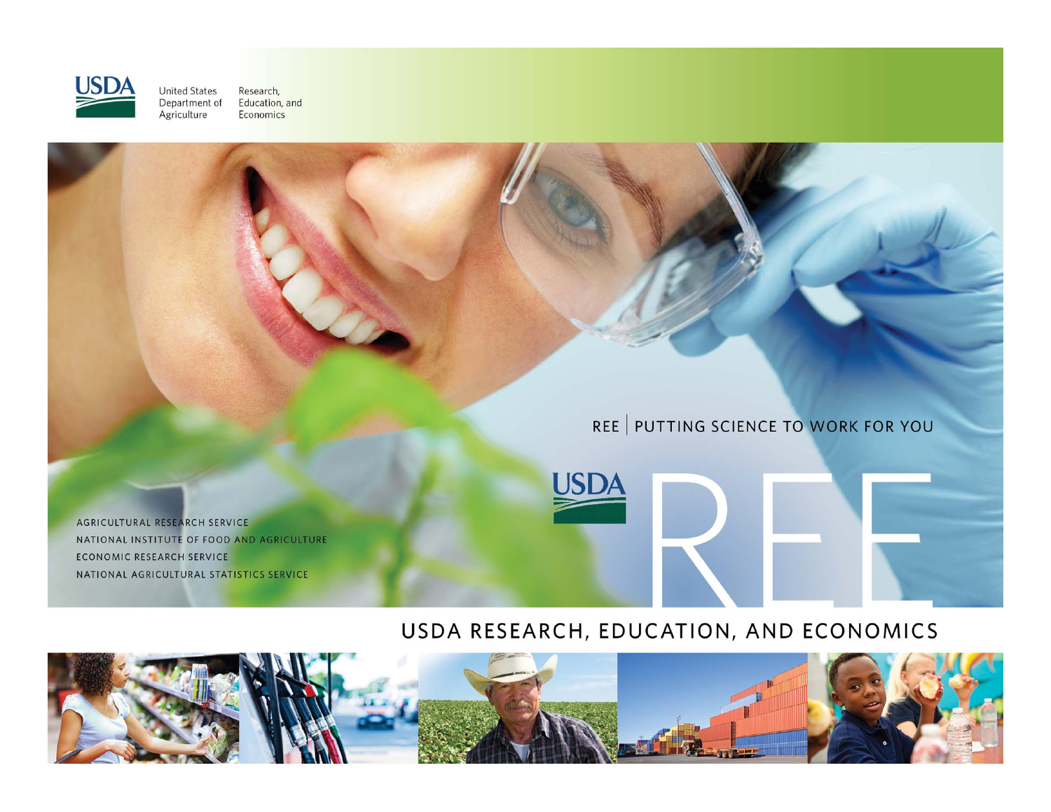USDA United States Department of Agriculture | Research, Education, and Economics

REE | PUTTING SCIENCE TO WORK FOR YOU

USDA REE

AGRICULTURAL RESEARCH SERVICE
NATIONAL INSTITUTE OF FOOD AND AGRICULTURE
ECONOMIC RESEARCH SERVICE
NATIONAL AGRICULTURAL STATISTICS SERVICE

# USDA RESEARCH, EDUCATION, AND ECONOMICS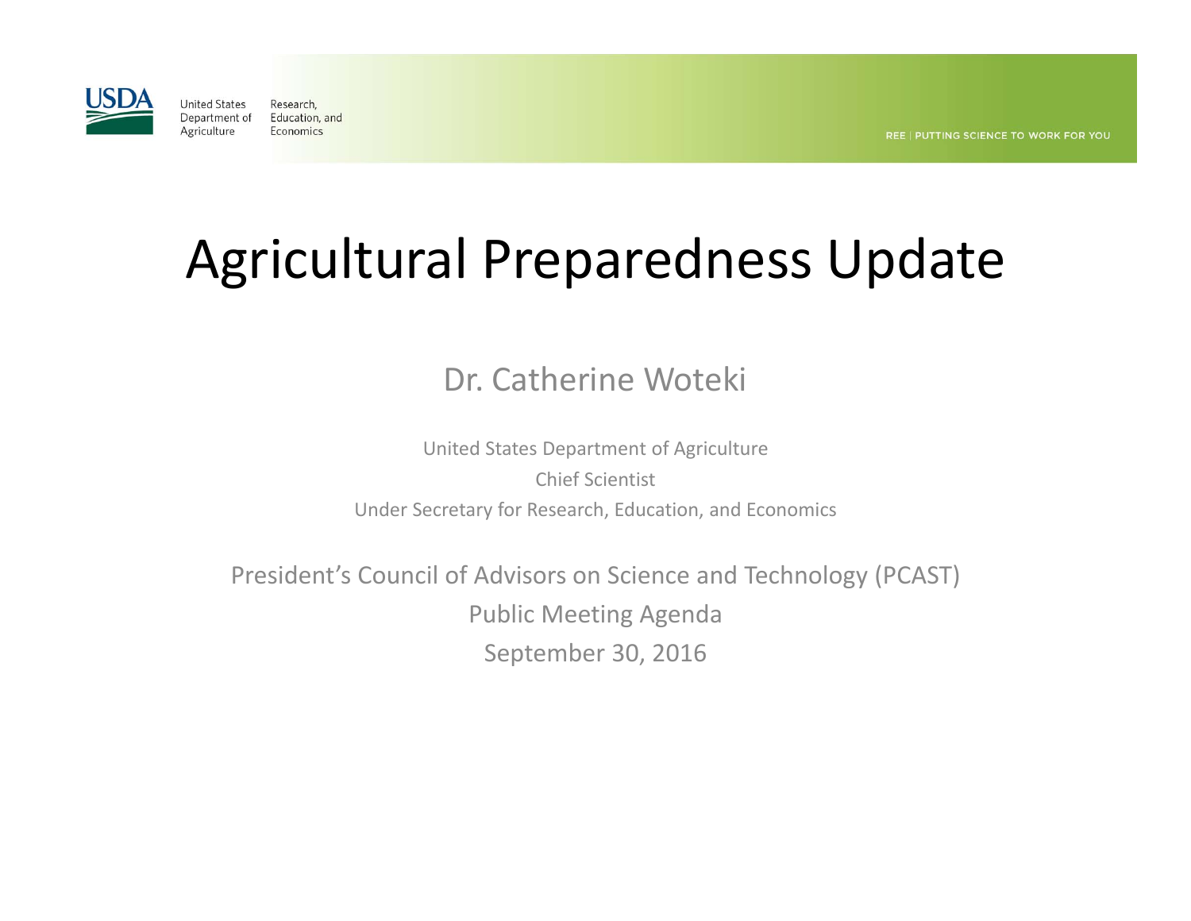# Agricultural Preparedness Update

Dr. Catherine Woteki

United States Department of Agriculture

Chief Scientist

Under Secretary for Research, Education, and Economics

President's Council of Advisors on Science and Technology (PCAST)

Public Meeting Agenda

September 30, 2016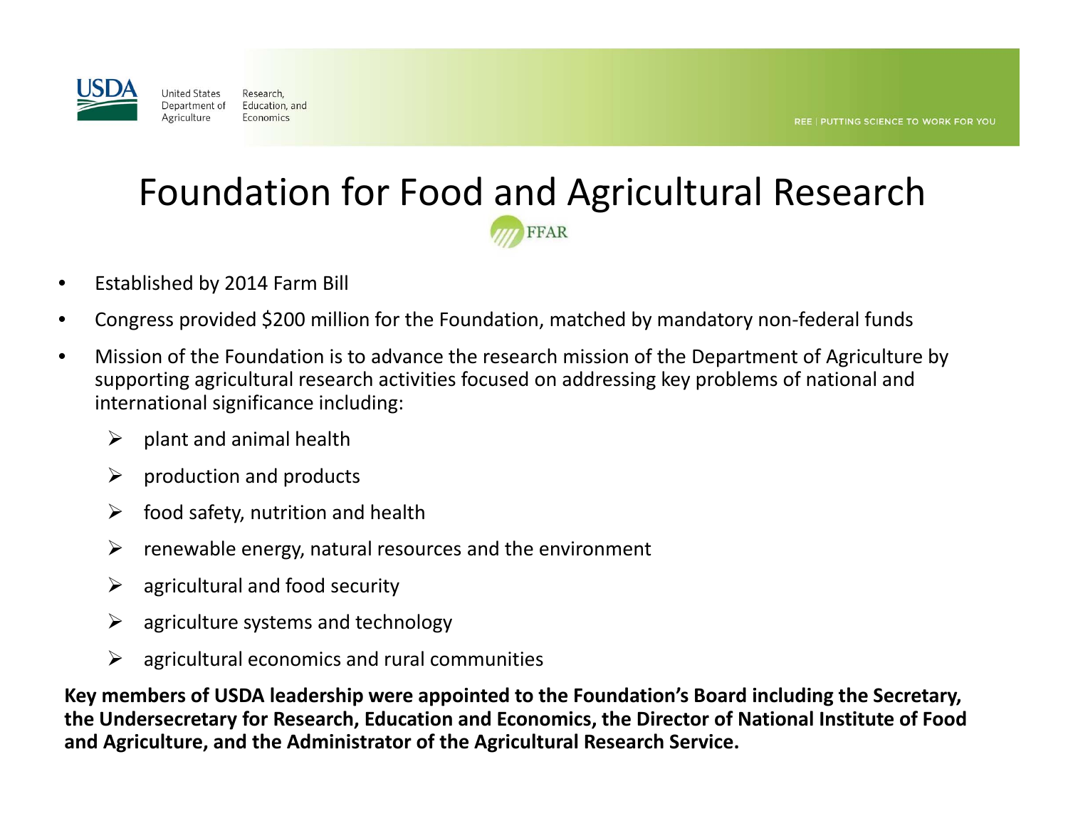# Foundation for Food and Agricultural Research

FFAR

- Established by 2014 Farm Bill
- Congress provided $200 million for the Foundation, matched by mandatory non-federal funds
- Mission of the Foundation is to advance the research mission of the Department of Agriculture by supporting agricultural research activities focused on addressing key problems of national and international significance including:
  - plant and animal health
  - production and products
  - food safety, nutrition and health
  - renewable energy, natural resources and the environment
  - agricultural and food security
  - agriculture systems and technology
  - agricultural economics and rural communities

**Key members of USDA leadership were appointed to the Foundation's Board including the Secretary, the Undersecretary for Research, Education and Economics, the Director of National Institute of Food and Agriculture, and the Administrator of the Agricultural Research Service.**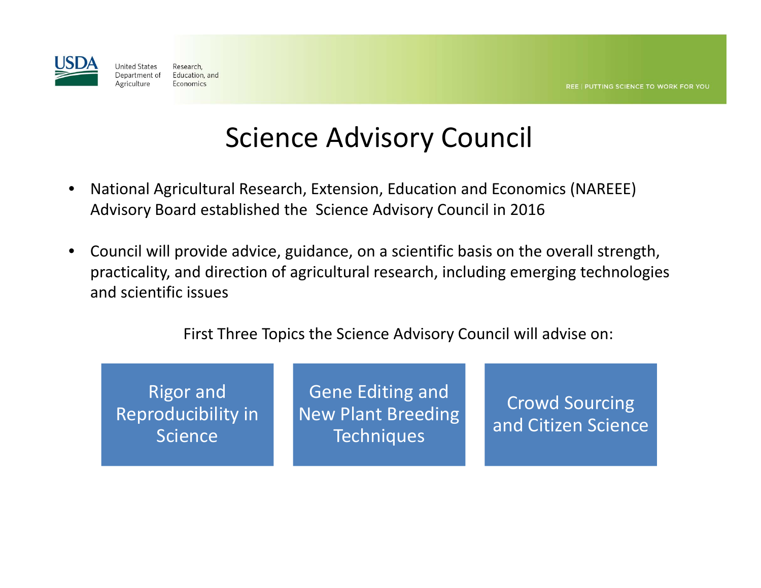# Science Advisory Council

- National Agricultural Research, Extension, Education and Economics (NAREEE) Advisory Board established the Science Advisory Council in 2016

- Council will provide advice, guidance, on a scientific basis on the overall strength, practicality, and direction of agricultural research, including emerging technologies and scientific issues

First Three Topics the Science Advisory Council will advise on:

- Rigor and Reproducibility in Science
- Gene Editing and New Plant Breeding Techniques
- Crowd Sourcing and Citizen Science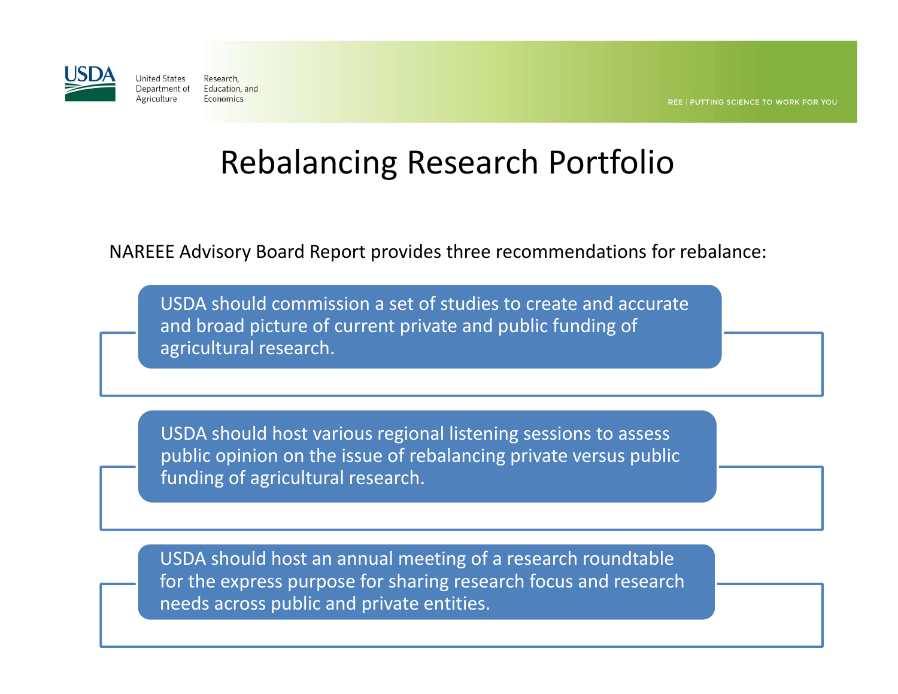# Rebalancing Research Portfolio

NAREEE Advisory Board Report provides three recommendations for rebalance:

- USDA should commission a set of studies to create and accurate and broad picture of current private and public funding of agricultural research.
- USDA should host various regional listening sessions to assess public opinion on the issue of rebalancing private versus public funding of agricultural research.
- USDA should host an annual meeting of a research roundtable for the express purpose for sharing research focus and research needs across public and private entities.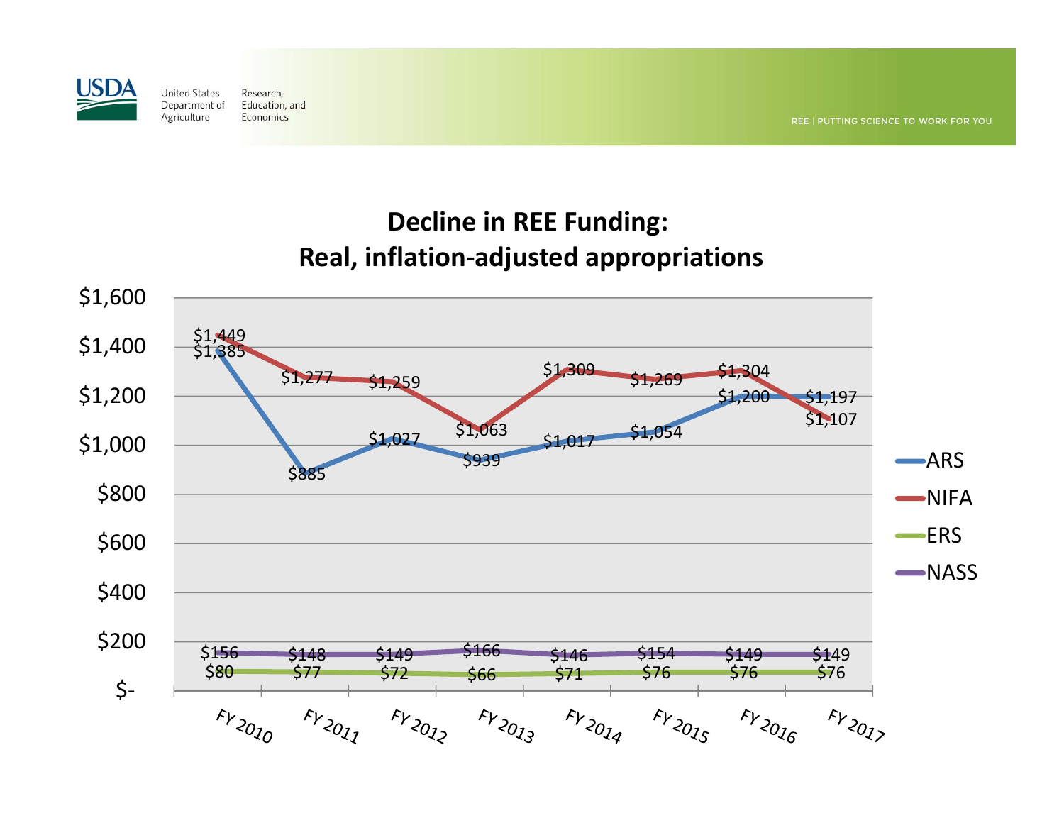USDA United States Department of Agriculture | Research, Education, and Economics

REE | PUTTING SCIENCE TO WORK FOR YOU

## Decline in REE Funding: Real, inflation-adjusted appropriations

| | FY 2010 | FY 2011 | FY 2012 | FY 2013 | FY 2014 | FY 2015 | FY 2016 | FY 2017 |
|---|---|---|---|---|---|---|---|---|
| ARS | $1,385 | $885 | $1,027 | $939 | $1,017 | $1,054 | $1,200 | $1,197 |
| NIFA | $1,449 | $1,277 | $1,259 | $1,063 | $1,309 | $1,269 | $1,304 | $1,107 |
| ERS | $80 | $77 | $72 | $66 | $71 | $76 | $76 | $76 |
| NASS | $156 | $148 | $149 | $166 | $146 | $154 | $149 | $149 |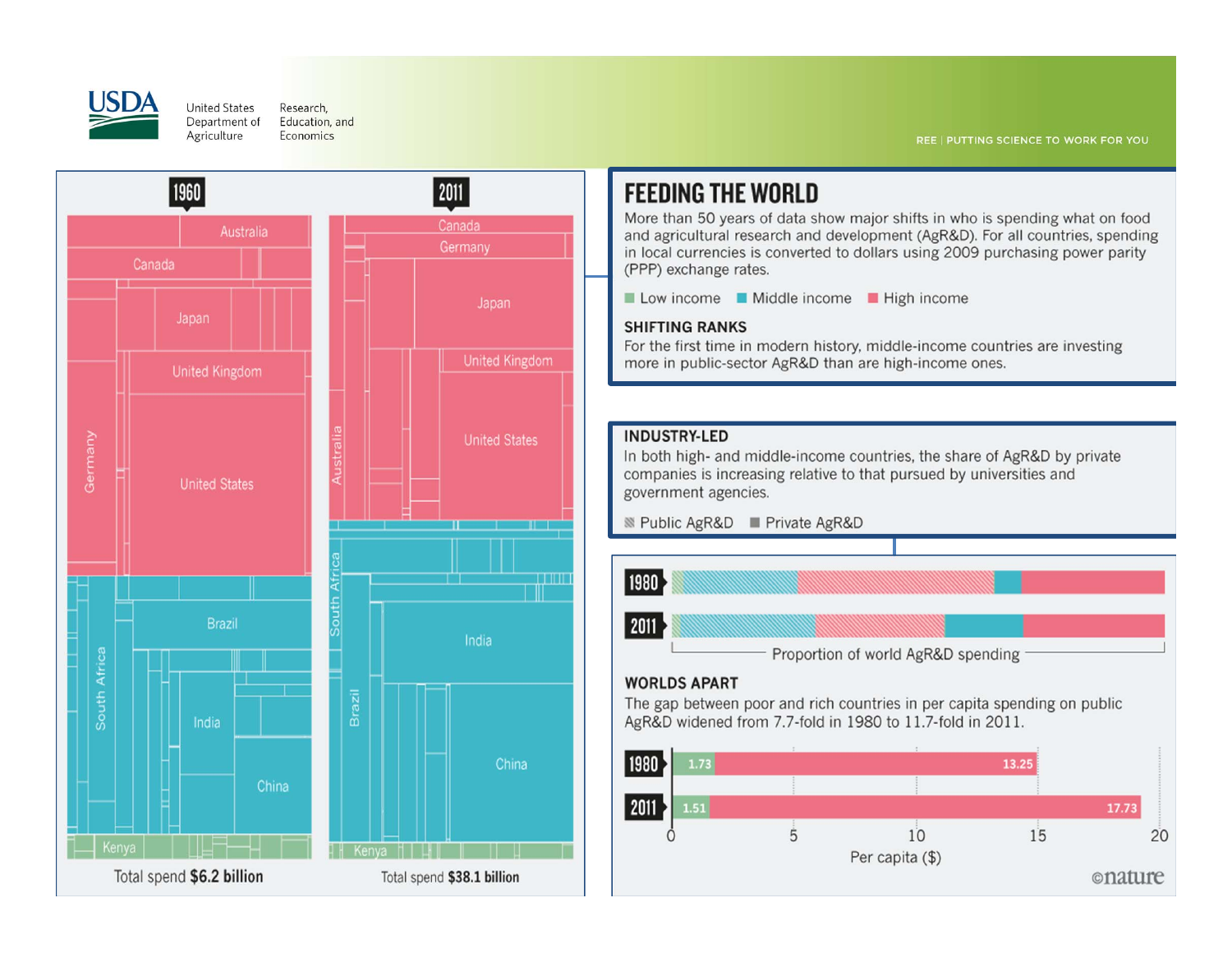USDA United States Department of Agriculture | Research, Education, and Economics

REE | PUTTING SCIENCE TO WORK FOR YOU

# FEEDING THE WORLD

More than 50 years of data show major shifts in who is spending what on food and agricultural research and development (AgR&D). For all countries, spending in local currencies is converted to dollars using 2009 purchasing power parity (PPP) exchange rates.

Low income | Middle income | High income

## SHIFTING RANKS

For the first time in modern history, middle-income countries are investing more in public-sector AgR&D than are high-income ones.

1960

Australia
Canada
Japan
United Kingdom
Germany
United States
Brazil
South Africa
India
China
Kenya

Total spend **$6.2 billion**

2011

Canada
Germany
Japan
United Kingdom
Australia
United States
South Africa
India
Brazil
China
Kenya

Total spend **$38.1 billion**

## INDUSTRY-LED

In both high- and middle-income countries, the share of AgR&D by private companies is increasing relative to that pursued by universities and government agencies.

Public AgR&D | Private AgR&D

1980
2011

Proportion of world AgR&D spending

## WORLDS APART

The gap between poor and rich countries in per capita spending on public AgR&D widened from 7.7-fold in 1980 to 11.7-fold in 2011.

1980: 1.73 | 13.25
2011: 1.51 | 17.73

0 5 10 15 20

Per capita ($)

©nature